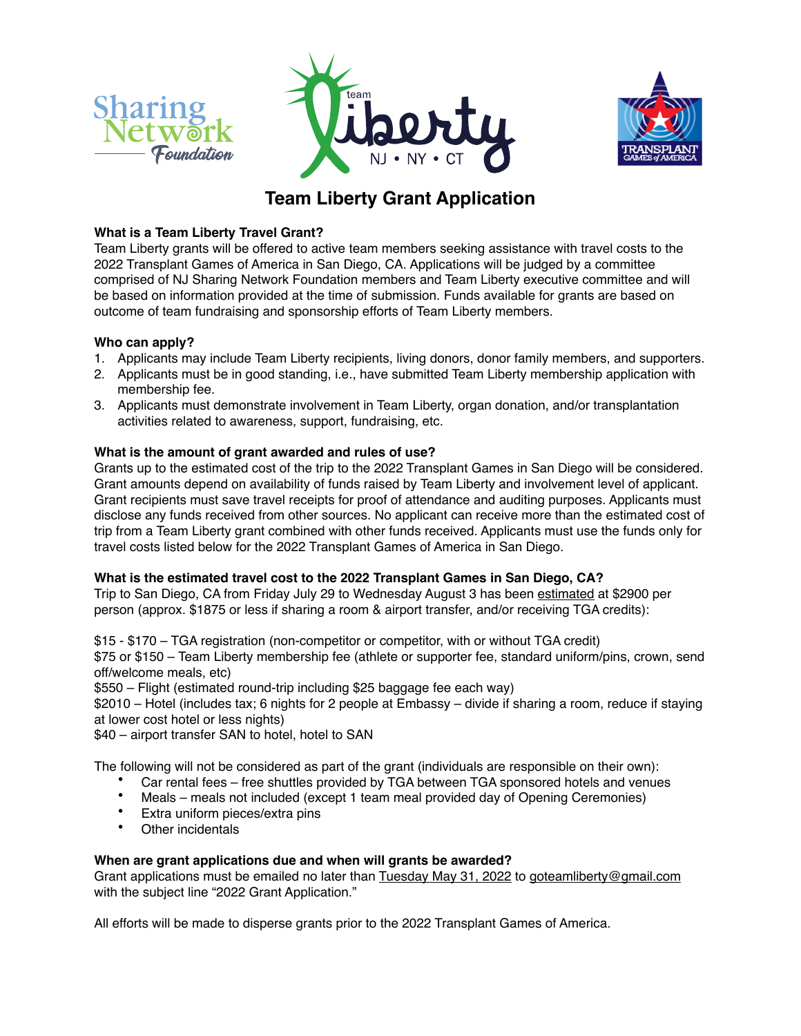# Team Liberty Grant Application

### What is a Team Liberty Travel Grant?

Team Liberty grants will be offered to active team members seeking assistance with travel costs to the 2022 Transplant Games of America in San Diego, CA. Applications will be judged by a committee comprised of NJ Sharing Network Foundation members and Team Liberty executive committee and will be based on information provided at the time of submission. Funds available for grants are based on outcome of team fundraising and sponsorship efforts of Team Liberty members.

### Who can apply?

1. Applicants may include Team Liberty recipients, living donors, donor family members, and supporters.
2. Applicants must be in good standing, i.e., have submitted Team Liberty membership application with membership fee.
3. Applicants must demonstrate involvement in Team Liberty, organ donation, and/or transplantation activities related to awareness, support, fundraising, etc.

### What is the amount of grant awarded and rules of use?

Grants up to the estimated cost of the trip to the 2022 Transplant Games in San Diego will be considered. Grant amounts depend on availability of funds raised by Team Liberty and involvement level of applicant. Grant recipients must save travel receipts for proof of attendance and auditing purposes. Applicants must disclose any funds received from other sources. No applicant can receive more than the estimated cost of trip from a Team Liberty grant combined with other funds received. Applicants must use the funds only for travel costs listed below for the 2022 Transplant Games of America in San Diego.

### What is the estimated travel cost to the 2022 Transplant Games in San Diego, CA?

Trip to San Diego, CA from Friday July 29 to Wednesday August 3 has been estimated at $2900 per person (approx. $1875 or less if sharing a room & airport transfer, and/or receiving TGA credits):

$15 - $170 – TGA registration (non-competitor or competitor, with or without TGA credit)
$75 or $150 – Team Liberty membership fee (athlete or supporter fee, standard uniform/pins, crown, send off/welcome meals, etc)
$550 – Flight (estimated round-trip including $25 baggage fee each way)
$2010 – Hotel (includes tax; 6 nights for 2 people at Embassy – divide if sharing a room, reduce if staying at lower cost hotel or less nights)
$40 – airport transfer SAN to hotel, hotel to SAN

The following will not be considered as part of the grant (individuals are responsible on their own):

- Car rental fees – free shuttles provided by TGA between TGA sponsored hotels and venues
- Meals – meals not included (except 1 team meal provided day of Opening Ceremonies)
- Extra uniform pieces/extra pins
- Other incidentals

### When are grant applications due and when will grants be awarded?

Grant applications must be emailed no later than Tuesday May 31, 2022 to goteamliberty@gmail.com with the subject line "2022 Grant Application."

All efforts will be made to disperse grants prior to the 2022 Transplant Games of America.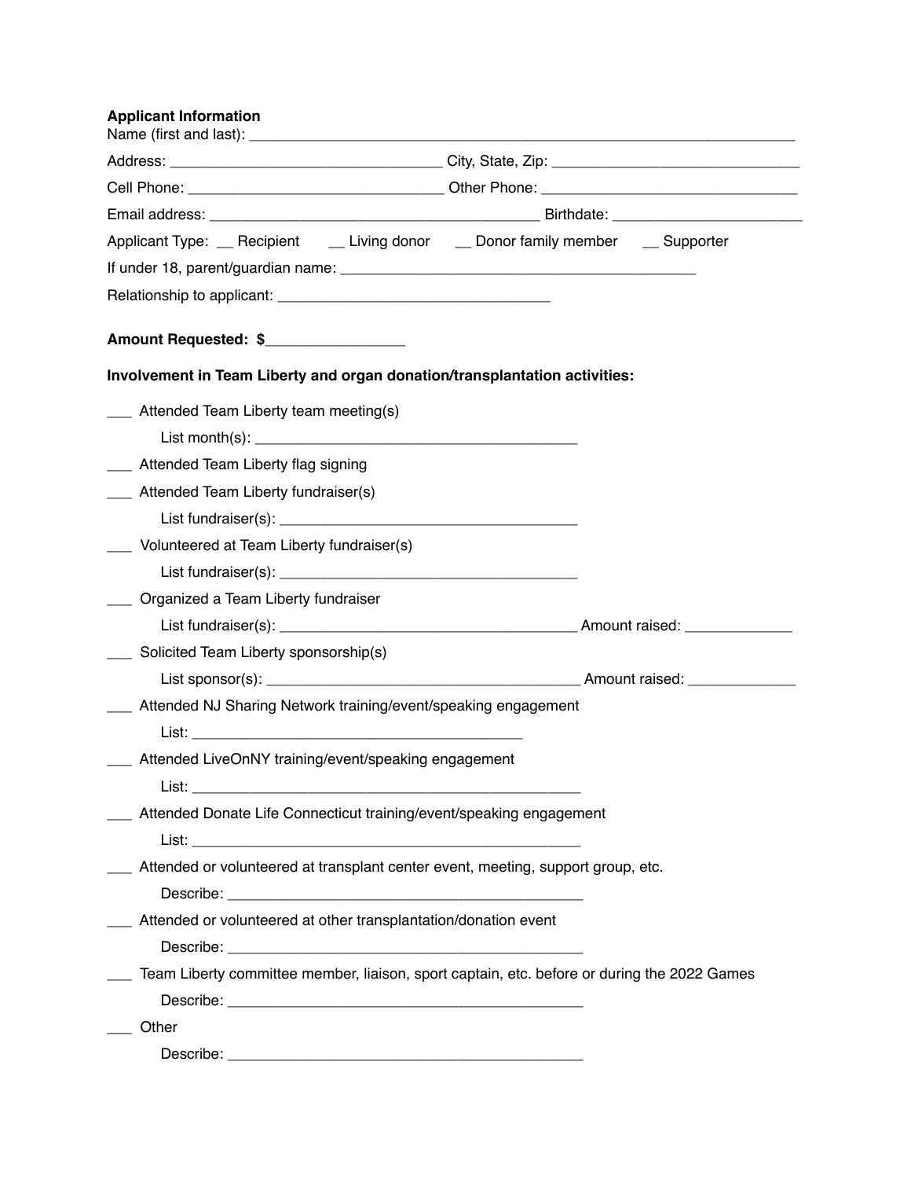**Applicant Information**

Name (first and last): ____________________________________________________________________

Address: ________________________________ City, State, Zip: ______________________________

Cell Phone: ______________________________ Other Phone: ______________________________

Email address: _______________________________________ Birthdate: ______________________

Applicant Type: __ Recipient __ Living donor __ Donor family member __ Supporter

If under 18, parent/guardian name: __________________________________________

Relationship to applicant: ________________________________

**Amount Requested: $________________**

**Involvement in Team Liberty and organ donation/transplantation activities:**

___ Attended Team Liberty team meeting(s)

List month(s): ______________________________________

___ Attended Team Liberty flag signing

___ Attended Team Liberty fundraiser(s)

List fundraiser(s): ___________________________________

___ Volunteered at Team Liberty fundraiser(s)

List fundraiser(s): ___________________________________

___ Organized a Team Liberty fundraiser

List fundraiser(s): ___________________________________ Amount raised: ____________

___ Solicited Team Liberty sponsorship(s)

List sponsor(s): ______________________________________ Amount raised: ____________

___ Attended NJ Sharing Network training/event/speaking engagement

List: _______________________________________

___ Attended LiveOnNY training/event/speaking engagement

List: ______________________________________________

___ Attended Donate Life Connecticut training/event/speaking engagement

List: ______________________________________________

___ Attended or volunteered at transplant center event, meeting, support group, etc.

Describe: __________________________________________

___ Attended or volunteered at other transplantation/donation event

Describe: __________________________________________

___ Team Liberty committee member, liaison, sport captain, etc. before or during the 2022 Games

Describe: __________________________________________

___ Other

Describe: __________________________________________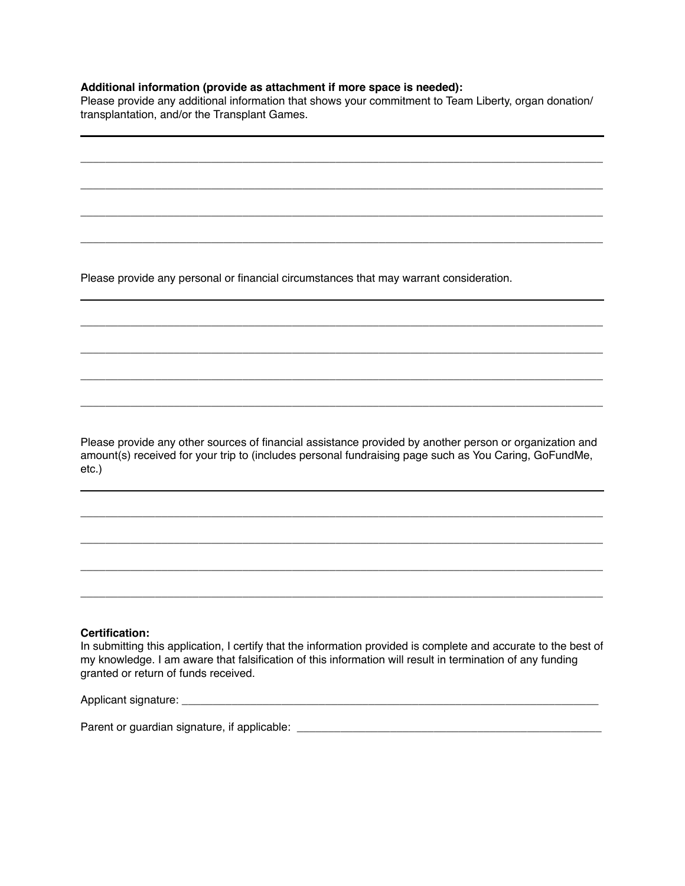**Additional information (provide as attachment if more space is needed):**
Please provide any additional information that shows your commitment to Team Liberty, organ donation/ transplantation, and/or the Transplant Games.

_______________________________________________________________________________

_______________________________________________________________________________

_______________________________________________________________________________

_______________________________________________________________________________

_______________________________________________________________________________

Please provide any personal or financial circumstances that may warrant consideration.

_______________________________________________________________________________

_______________________________________________________________________________

_______________________________________________________________________________

_______________________________________________________________________________

_______________________________________________________________________________

Please provide any other sources of financial assistance provided by another person or organization and amount(s) received for your trip to (includes personal fundraising page such as You Caring, GoFundMe, etc.)

_______________________________________________________________________________

_______________________________________________________________________________

_______________________________________________________________________________

_______________________________________________________________________________

_______________________________________________________________________________

**Certification:**
In submitting this application, I certify that the information provided is complete and accurate to the best of my knowledge. I am aware that falsification of this information will result in termination of any funding granted or return of funds received.

Applicant signature: ______________________________________________________________

Parent or guardian signature, if applicable: _____________________________________________